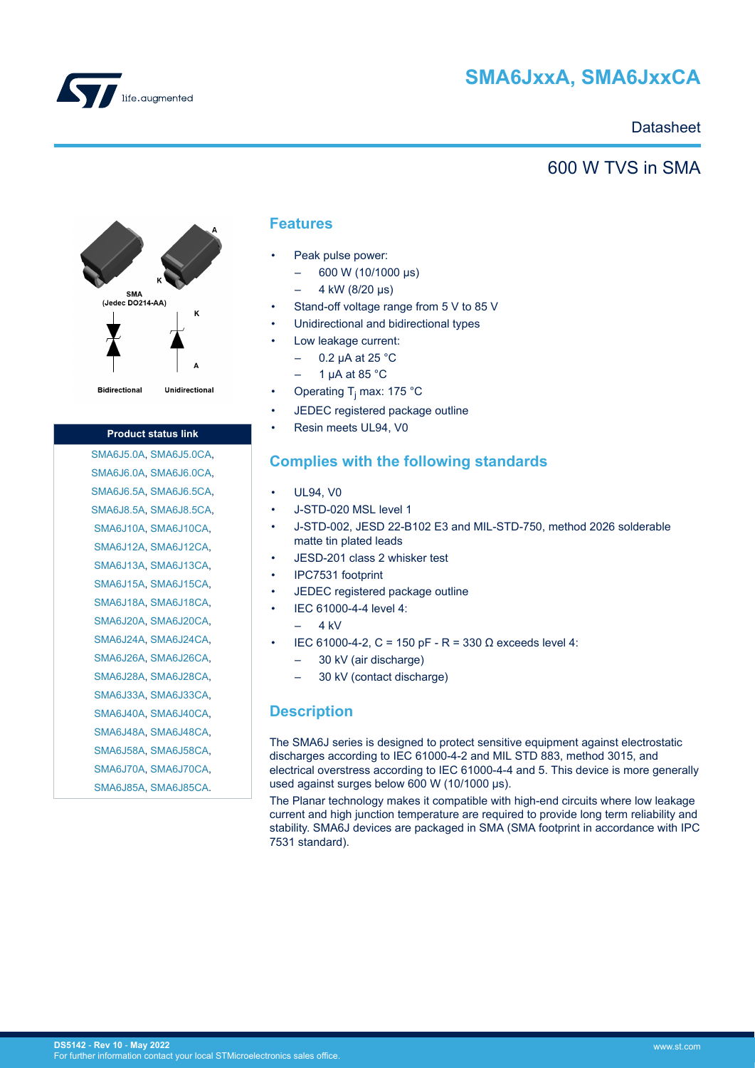# SMA6JxxA, SMA6JxxCA

Datasheet

## 600 W TVS in SMA

SMA (Jedec DO214-AA)

Bidirectional  Unidirectional

| Product status link |
|---|
| SMA6J5.0A, SMA6J5.0CA, |
| SMA6J6.0A, SMA6J6.0CA, |
| SMA6J6.5A, SMA6J6.5CA, |
| SMA6J8.5A, SMA6J8.5CA, |
| SMA6J10A, SMA6J10CA, |
| SMA6J12A, SMA6J12CA, |
| SMA6J13A, SMA6J13CA, |
| SMA6J15A, SMA6J15CA, |
| SMA6J18A, SMA6J18CA, |
| SMA6J20A, SMA6J20CA, |
| SMA6J24A, SMA6J24CA, |
| SMA6J26A, SMA6J26CA, |
| SMA6J28A, SMA6J28CA, |
| SMA6J33A, SMA6J33CA, |
| SMA6J40A, SMA6J40CA, |
| SMA6J48A, SMA6J48CA, |
| SMA6J58A, SMA6J58CA, |
| SMA6J70A, SMA6J70CA, |
| SMA6J85A, SMA6J85CA. |

## Features

- Peak pulse power:
  - 600 W (10/1000 µs)
  - 4 kW (8/20 µs)
- Stand-off voltage range from 5 V to 85 V
- Unidirectional and bidirectional types
- Low leakage current:
  - 0.2 µA at 25 °C
  - 1 µA at 85 °C
- Operating $T_j$ max: 175 °C
- JEDEC registered package outline
- Resin meets UL94, V0

## Complies with the following standards

- UL94, V0
- J-STD-020 MSL level 1
- J-STD-002, JESD 22-B102 E3 and MIL-STD-750, method 2026 solderable matte tin plated leads
- JESD-201 class 2 whisker test
- IPC7531 footprint
- JEDEC registered package outline
- IEC 61000-4-4 level 4:
  - 4 kV
- IEC 61000-4-2, C = 150 pF - R = 330 Ω exceeds level 4:
  - 30 kV (air discharge)
  - 30 kV (contact discharge)

## Description

The SMA6J series is designed to protect sensitive equipment against electrostatic discharges according to IEC 61000-4-2 and MIL STD 883, method 3015, and electrical overstress according to IEC 61000-4-4 and 5. This device is more generally used against surges below 600 W (10/1000 µs).

The Planar technology makes it compatible with high-end circuits where low leakage current and high junction temperature are required to provide long term reliability and stability. SMA6J devices are packaged in SMA (SMA footprint in accordance with IPC 7531 standard).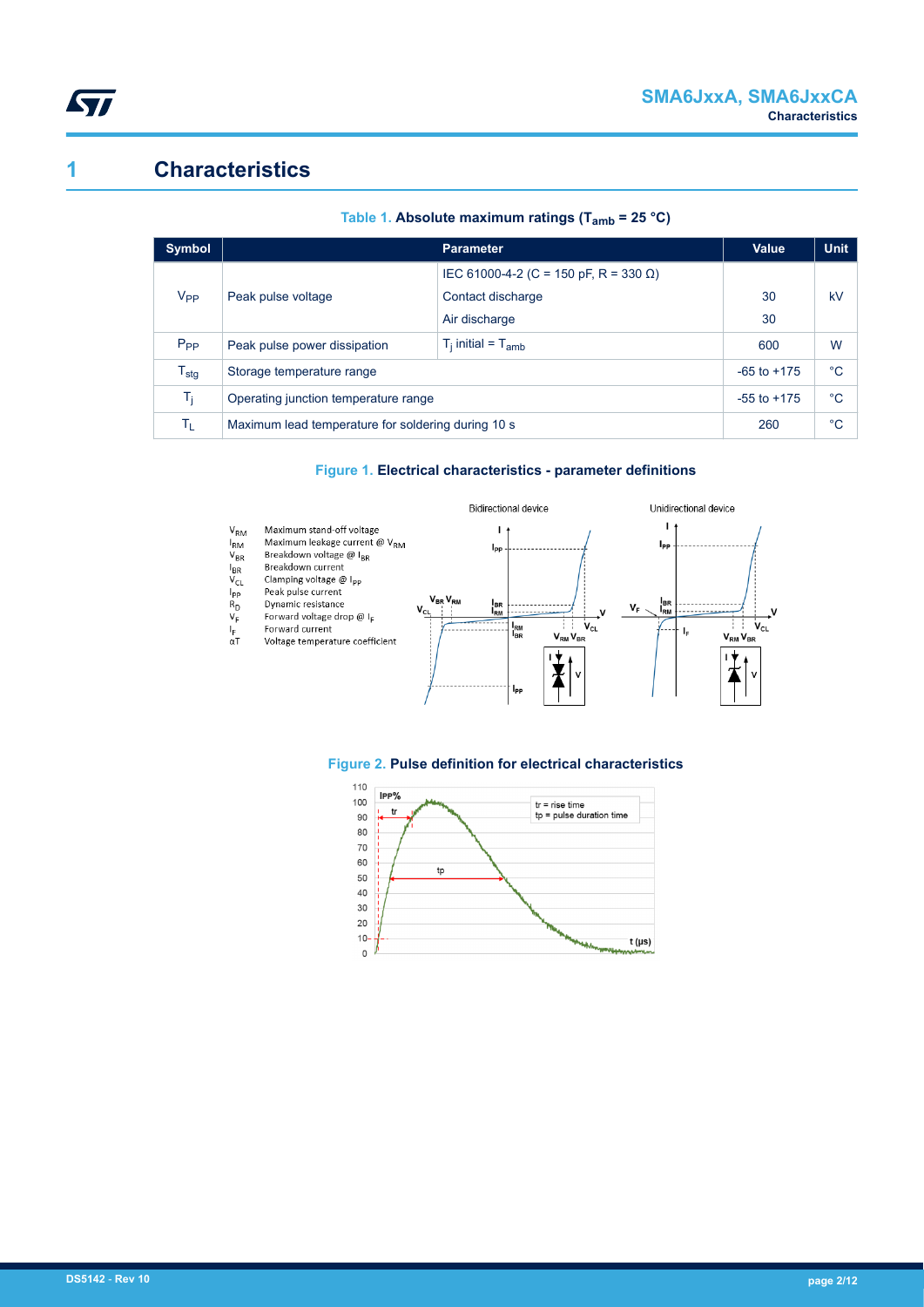# 1 Characteristics

**Table 1. Absolute maximum ratings ($T_{amb}$ = 25 °C)**

| Symbol | Parameter | | Value | Unit |
|---|---|---|---|---|
| $V_{PP}$ | Peak pulse voltage | IEC 61000-4-2 (C = 150 pF, R = 330 Ω) | | kV |
| | | Contact discharge | 30 | |
| | | Air discharge | 30 | |
| $P_{PP}$ | Peak pulse power dissipation | $T_j$ initial = $T_{amb}$ | 600 | W |
| $T_{stg}$ | Storage temperature range | | -65 to +175 | °C |
| $T_j$ | Operating junction temperature range | | -55 to +175 | °C |
| $T_L$ | Maximum lead temperature for soldering during 10 s | | 260 | °C |

**Figure 1. Electrical characteristics - parameter definitions**

- $V_{RM}$ Maximum stand-off voltage
- $I_{RM}$ Maximum leakage current @ $V_{RM}$
- $V_{BR}$ Breakdown voltage @ $I_{BR}$
- $I_{BR}$ Breakdown current
- $V_{CL}$ Clamping voltage @ $I_{PP}$
- $I_{PP}$ Peak pulse current
- $R_D$ Dynamic resistance
- $V_F$ Forward voltage drop @ $I_F$
- $I_F$ Forward current
- $\alpha T$ Voltage temperature coefficient

**Figure 2. Pulse definition for electrical characteristics**

tr = rise time
tp = pulse duration time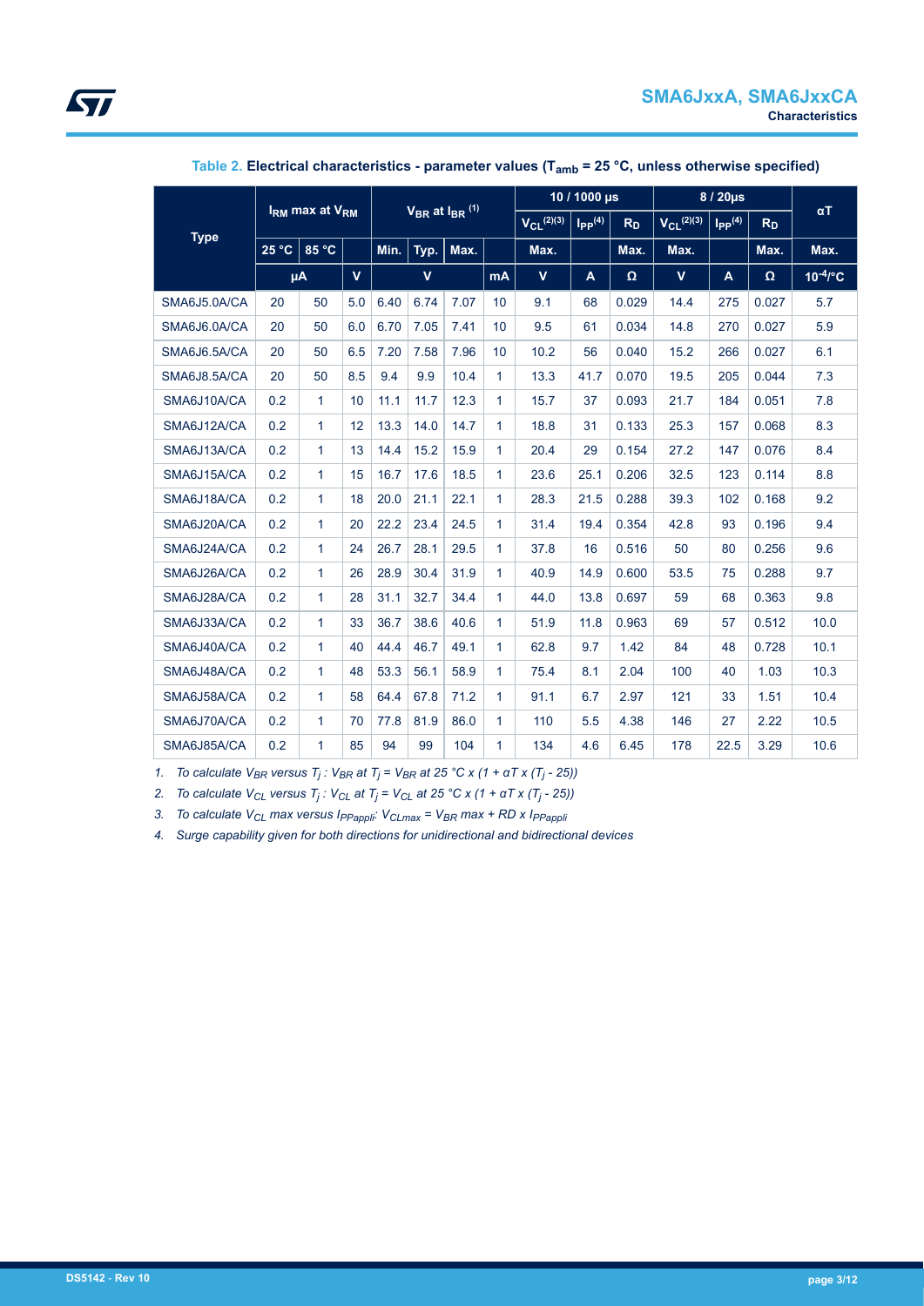**Table 2. Electrical characteristics - parameter values ($T_{amb}$ = 25 °C, unless otherwise specified)**

| Type | $I_{RM}$ max at $V_{RM}$ | | | $V_{BR}$ at $I_{BR}$ [(1)] | | | | 10 / 1000 µs | | | 8 / 20µs | | | αT |
|---|---|---|---|---|---|---|---|---|---|---|---|---|---|---|
| | 25 °C | 85 °C | | Min. | Typ. | Max. | | $V_{CL}$ [(2)(3)] Max. | $I_{PP}$ [(4)] | $R_D$ Max. | $V_{CL}$ [(2)(3)] Max. | $I_{PP}$ [(4)] | $R_D$ Max. | Max. |
| | µA | | V | V | | | mA | V | A | Ω | V | A | Ω | $10^{-4}$/°C |
| SMA6J5.0A/CA | 20 | 50 | 5.0 | 6.40 | 6.74 | 7.07 | 10 | 9.1 | 68 | 0.029 | 14.4 | 275 | 0.027 | 5.7 |
| SMA6J6.0A/CA | 20 | 50 | 6.0 | 6.70 | 7.05 | 7.41 | 10 | 9.5 | 61 | 0.034 | 14.8 | 270 | 0.027 | 5.9 |
| SMA6J6.5A/CA | 20 | 50 | 6.5 | 7.20 | 7.58 | 7.96 | 10 | 10.2 | 56 | 0.040 | 15.2 | 266 | 0.027 | 6.1 |
| SMA6J8.5A/CA | 20 | 50 | 8.5 | 9.4 | 9.9 | 10.4 | 1 | 13.3 | 41.7 | 0.070 | 19.5 | 205 | 0.044 | 7.3 |
| SMA6J10A/CA | 0.2 | 1 | 10 | 11.1 | 11.7 | 12.3 | 1 | 15.7 | 37 | 0.093 | 21.7 | 184 | 0.051 | 7.8 |
| SMA6J12A/CA | 0.2 | 1 | 12 | 13.3 | 14.0 | 14.7 | 1 | 18.8 | 31 | 0.133 | 25.3 | 157 | 0.068 | 8.3 |
| SMA6J13A/CA | 0.2 | 1 | 13 | 14.4 | 15.2 | 15.9 | 1 | 20.4 | 29 | 0.154 | 27.2 | 147 | 0.076 | 8.4 |
| SMA6J15A/CA | 0.2 | 1 | 15 | 16.7 | 17.6 | 18.5 | 1 | 23.6 | 25.1 | 0.206 | 32.5 | 123 | 0.114 | 8.8 |
| SMA6J18A/CA | 0.2 | 1 | 18 | 20.0 | 21.1 | 22.1 | 1 | 28.3 | 21.5 | 0.288 | 39.3 | 102 | 0.168 | 9.2 |
| SMA6J20A/CA | 0.2 | 1 | 20 | 22.2 | 23.4 | 24.5 | 1 | 31.4 | 19.4 | 0.354 | 42.8 | 93 | 0.196 | 9.4 |
| SMA6J24A/CA | 0.2 | 1 | 24 | 26.7 | 28.1 | 29.5 | 1 | 37.8 | 16 | 0.516 | 50 | 80 | 0.256 | 9.6 |
| SMA6J26A/CA | 0.2 | 1 | 26 | 28.9 | 30.4 | 31.9 | 1 | 40.9 | 14.9 | 0.600 | 53.5 | 75 | 0.288 | 9.7 |
| SMA6J28A/CA | 0.2 | 1 | 28 | 31.1 | 32.7 | 34.4 | 1 | 44.0 | 13.8 | 0.697 | 59 | 68 | 0.363 | 9.8 |
| SMA6J33A/CA | 0.2 | 1 | 33 | 36.7 | 38.6 | 40.6 | 1 | 51.9 | 11.8 | 0.963 | 69 | 57 | 0.512 | 10.0 |
| SMA6J40A/CA | 0.2 | 1 | 40 | 44.4 | 46.7 | 49.1 | 1 | 62.8 | 9.7 | 1.42 | 84 | 48 | 0.728 | 10.1 |
| SMA6J48A/CA | 0.2 | 1 | 48 | 53.3 | 56.1 | 58.9 | 1 | 75.4 | 8.1 | 2.04 | 100 | 40 | 1.03 | 10.3 |
| SMA6J58A/CA | 0.2 | 1 | 58 | 64.4 | 67.8 | 71.2 | 1 | 91.1 | 6.7 | 2.97 | 121 | 33 | 1.51 | 10.4 |
| SMA6J70A/CA | 0.2 | 1 | 70 | 77.8 | 81.9 | 86.0 | 1 | 110 | 5.5 | 4.38 | 146 | 27 | 2.22 | 10.5 |
| SMA6J85A/CA | 0.2 | 1 | 85 | 94 | 99 | 104 | 1 | 134 | 4.6 | 6.45 | 178 | 22.5 | 3.29 | 10.6 |

1. *To calculate $V_{BR}$ versus $T_j$ : $V_{BR}$ at $T_j$ = $V_{BR}$ at 25 °C x (1 + αT x ($T_j$ - 25))*
2. *To calculate $V_{CL}$ versus $T_j$ : $V_{CL}$ at $T_j$ = $V_{CL}$ at 25 °C x (1 + αT x ($T_j$ - 25))*
3. *To calculate $V_{CL}$ max versus $I_{PPappli}$: $V_{CLmax}$ = $V_{BR}$ max + RD x $I_{PPappli}$*
4. *Surge capability given for both directions for unidirectional and bidirectional devices*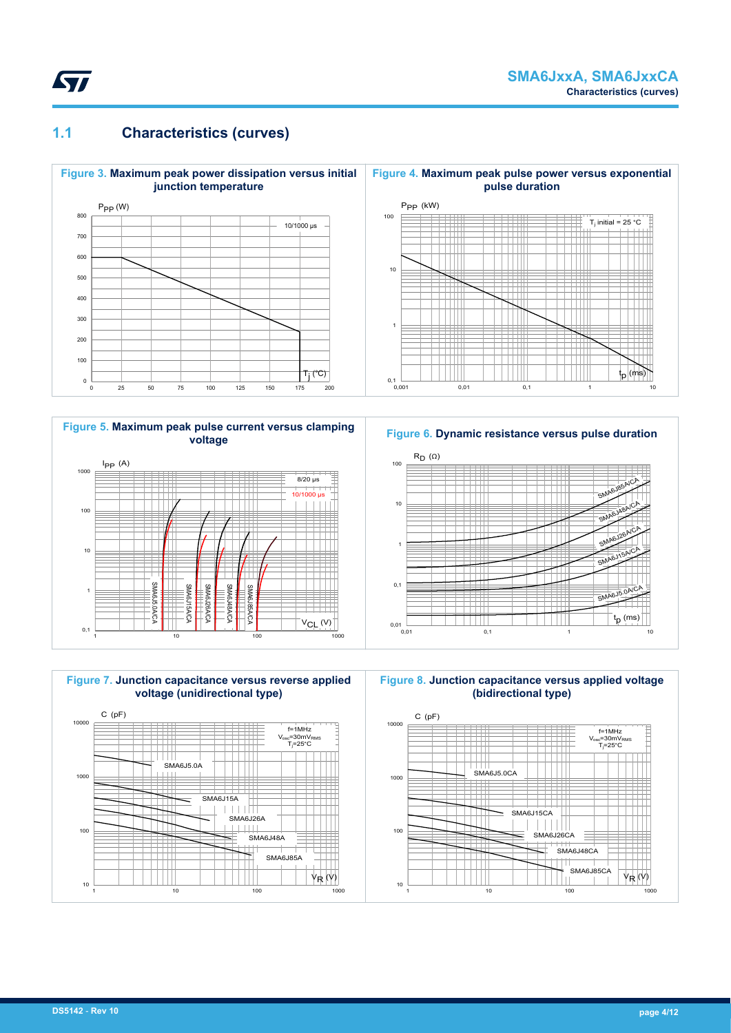## 1.1 Characteristics (curves)

**Figure 3.** Maximum peak power dissipation versus initial junction temperature

**Figure 4.** Maximum peak pulse power versus exponential pulse duration

**Figure 5.** Maximum peak pulse current versus clamping voltage

**Figure 6.** Dynamic resistance versus pulse duration

**Figure 7.** Junction capacitance versus reverse applied voltage (unidirectional type)

**Figure 8.** Junction capacitance versus applied voltage (bidirectional type)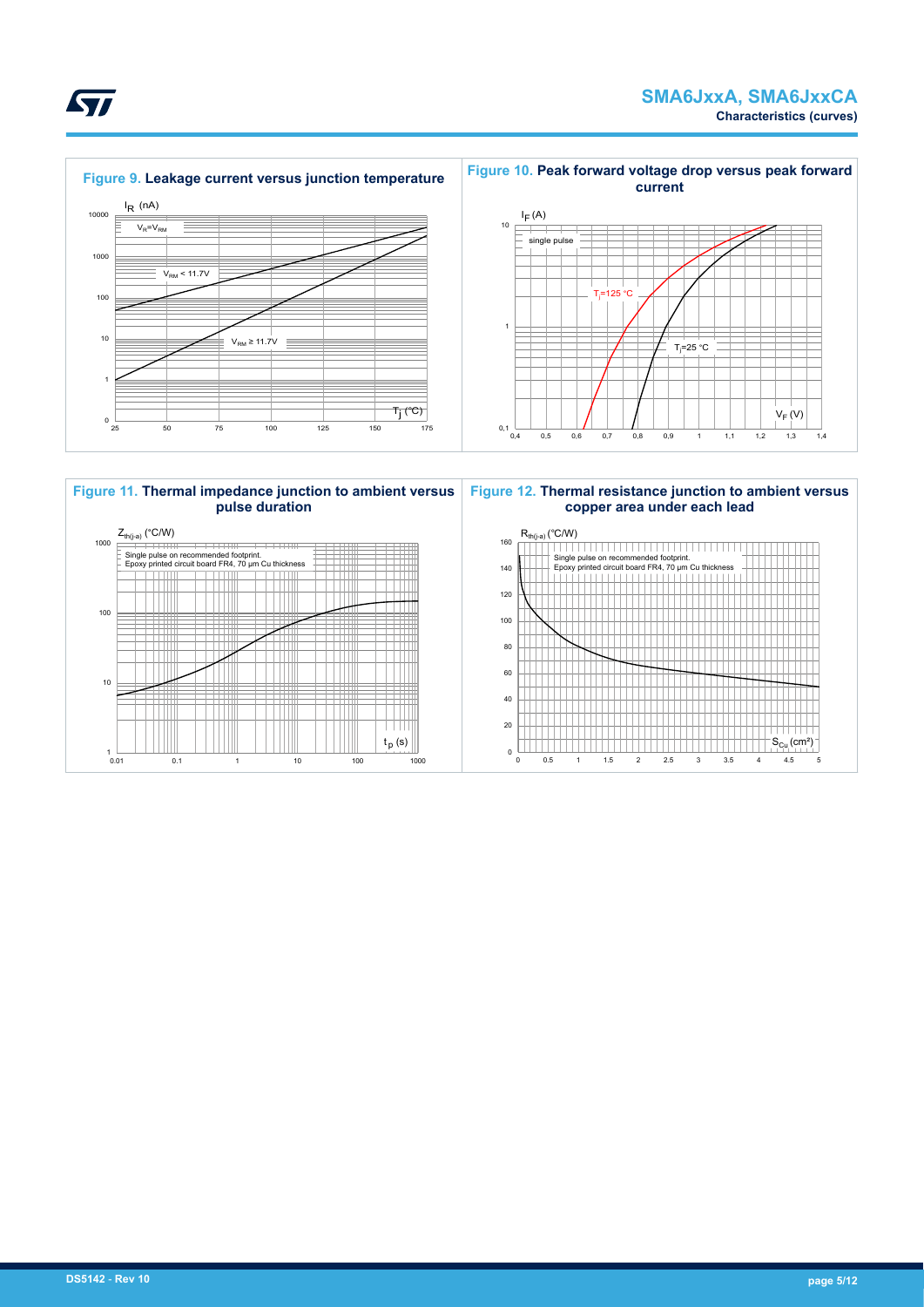**Figure 9.** Leakage current versus junction temperature

$I_R$ (nA)

$V_R=V_{RM}$

$V_{RM}$ < 11.7V

$V_{RM}$ ≥ 11.7V

$T_j$ (°C)

**Figure 10.** Peak forward voltage drop versus peak forward current

$I_F$ (A)

single pulse

$T_j$=125 °C

$T_j$=25 °C

$V_F$ (V)

**Figure 11.** Thermal impedance junction to ambient versus pulse duration

$Z_{th(j-a)}$ (°C/W)

Single pulse on recommended footprint.
Epoxy printed circuit board FR4, 70 µm Cu thickness

$t_p$ (s)

**Figure 12.** Thermal resistance junction to ambient versus copper area under each lead

$R_{th(j-a)}$ (°C/W)

Single pulse on recommended footprint.
Epoxy printed circuit board FR4, 70 µm Cu thickness

$S_{Cu}$ (cm²)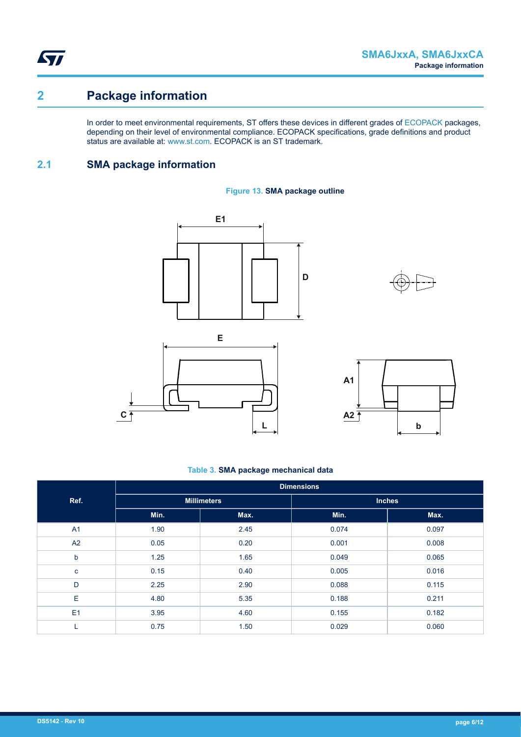# 2 Package information

In order to meet environmental requirements, ST offers these devices in different grades of ECOPACK packages, depending on their level of environmental compliance. ECOPACK specifications, grade definitions and product status are available at: www.st.com. ECOPACK is an ST trademark.

## 2.1 SMA package information

**Figure 13. SMA package outline**

**Table 3. SMA package mechanical data**

| Ref. | Dimensions | | | |
|---|---|---|---|---|
| | Millimeters | | Inches | |
| | Min. | Max. | Min. | Max. |
| A1 | 1.90 | 2.45 | 0.074 | 0.097 |
| A2 | 0.05 | 0.20 | 0.001 | 0.008 |
| b | 1.25 | 1.65 | 0.049 | 0.065 |
| c | 0.15 | 0.40 | 0.005 | 0.016 |
| D | 2.25 | 2.90 | 0.088 | 0.115 |
| E | 4.80 | 5.35 | 0.188 | 0.211 |
| E1 | 3.95 | 4.60 | 0.155 | 0.182 |
| L | 0.75 | 1.50 | 0.029 | 0.060 |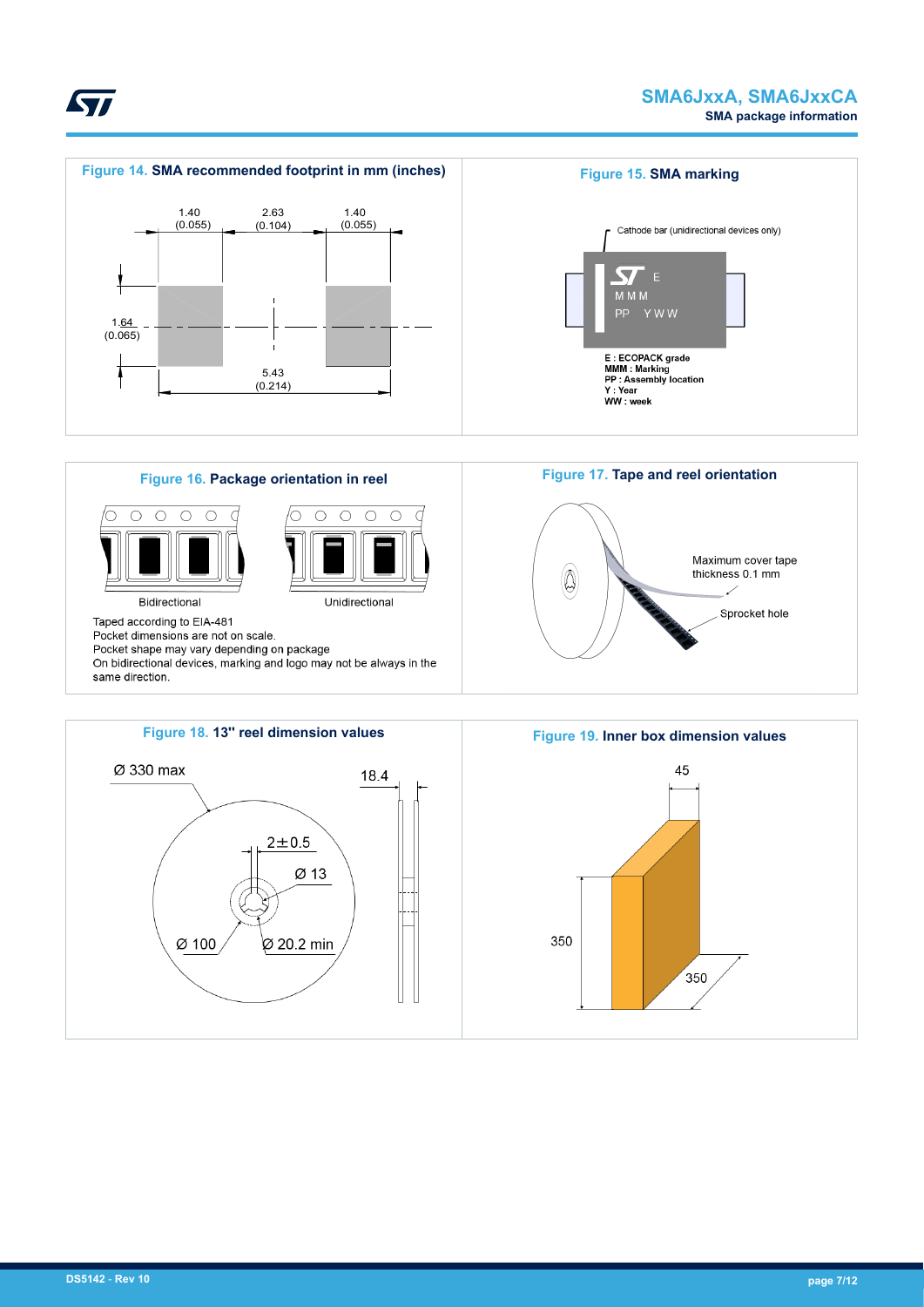**Figure 14.** SMA recommended footprint in mm (inches)

1.40 (0.055) | 2.63 (0.104) | 1.40 (0.055)

1.64 (0.065)

5.43 (0.214)

**Figure 15.** SMA marking

Cathode bar (unidirectional devices only)

E : ECOPACK grade
MMM : Marking
PP : Assembly location
Y : Year
WW : week

**Figure 16.** Package orientation in reel

Bidirectional

Unidirectional

Taped according to EIA-481
Pocket dimensions are not on scale.
Pocket shape may vary depending on package
On bidirectional devices, marking and logo may not be always in the same direction.

**Figure 17.** Tape and reel orientation

Maximum cover tape thickness 0.1 mm

Sprocket hole

**Figure 18.** 13" reel dimension values

Ø 330 max

18.4

2±0.5

Ø 13

Ø 100

Ø 20.2 min

**Figure 19.** Inner box dimension values

45

350

350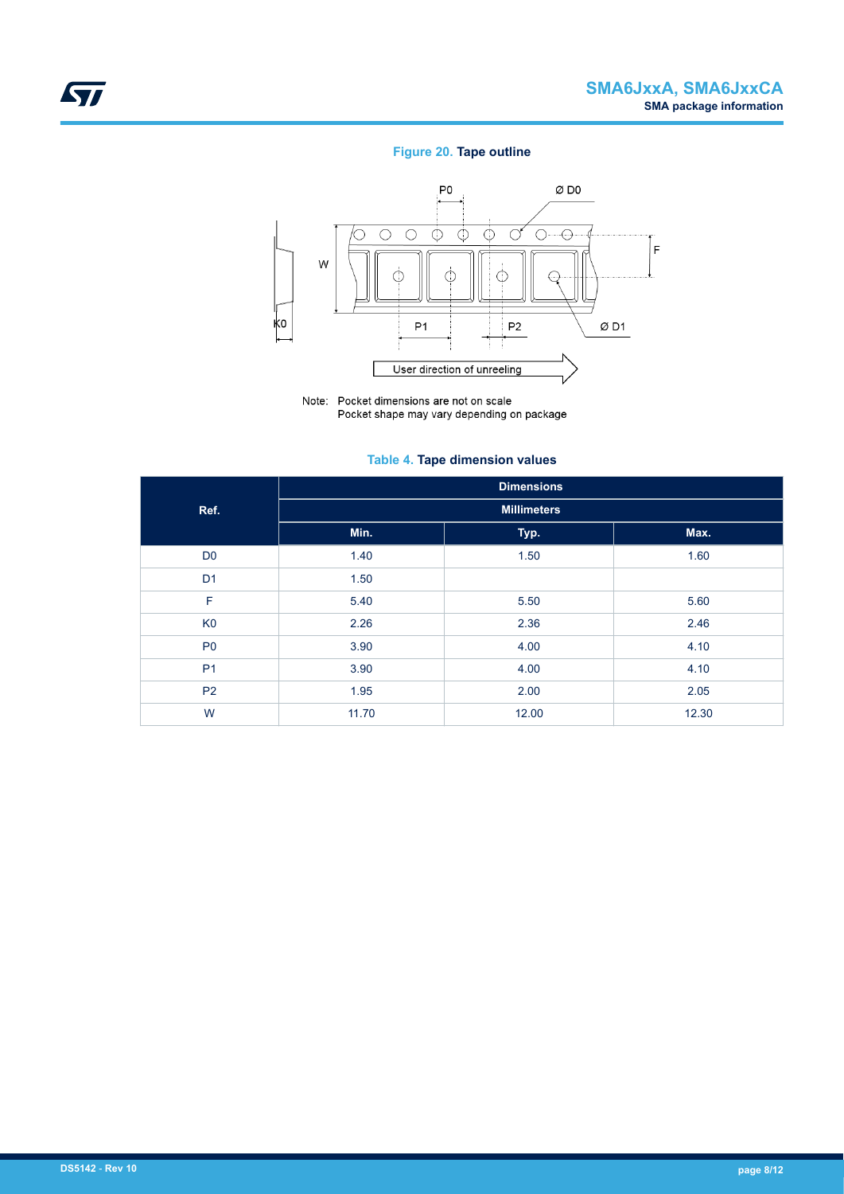Figure 20. **Tape outline**

Note: Pocket dimensions are not on scale
Pocket shape may vary depending on package

Table 4. **Tape dimension values**

| Ref. | Dimensions | | |
|---|---|---|---|
| | Millimeters | | |
| | Min. | Typ. | Max. |
| D0 | 1.40 | 1.50 | 1.60 |
| D1 | 1.50 | | |
| F | 5.40 | 5.50 | 5.60 |
| K0 | 2.26 | 2.36 | 2.46 |
| P0 | 3.90 | 4.00 | 4.10 |
| P1 | 3.90 | 4.00 | 4.10 |
| P2 | 1.95 | 2.00 | 2.05 |
| W | 11.70 | 12.00 | 12.30 |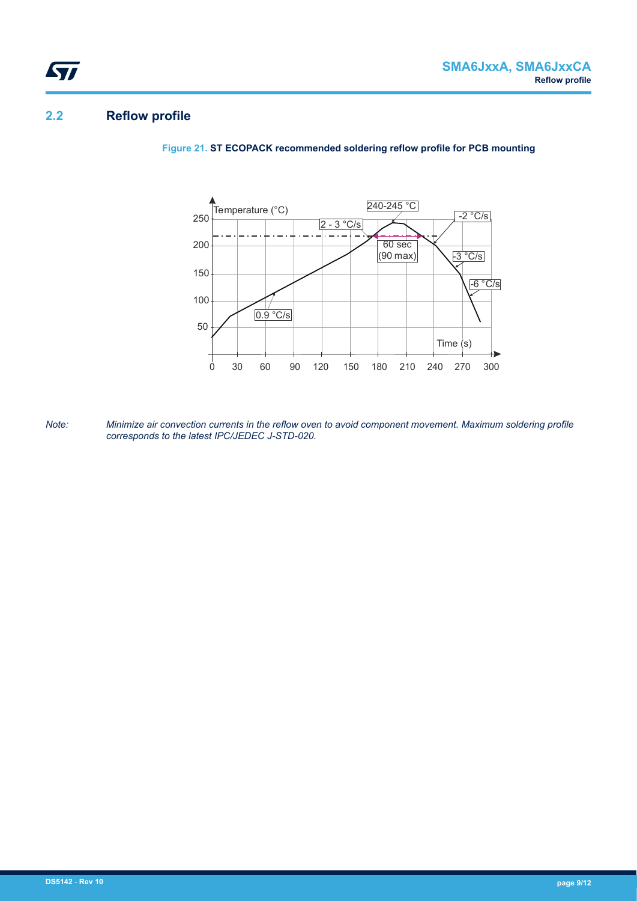## 2.2 Reflow profile

**Figure 21.** ST ECOPACK recommended soldering reflow profile for PCB mounting

*Note: Minimize air convection currents in the reflow oven to avoid component movement. Maximum soldering profile corresponds to the latest IPC/JEDEC J-STD-020.*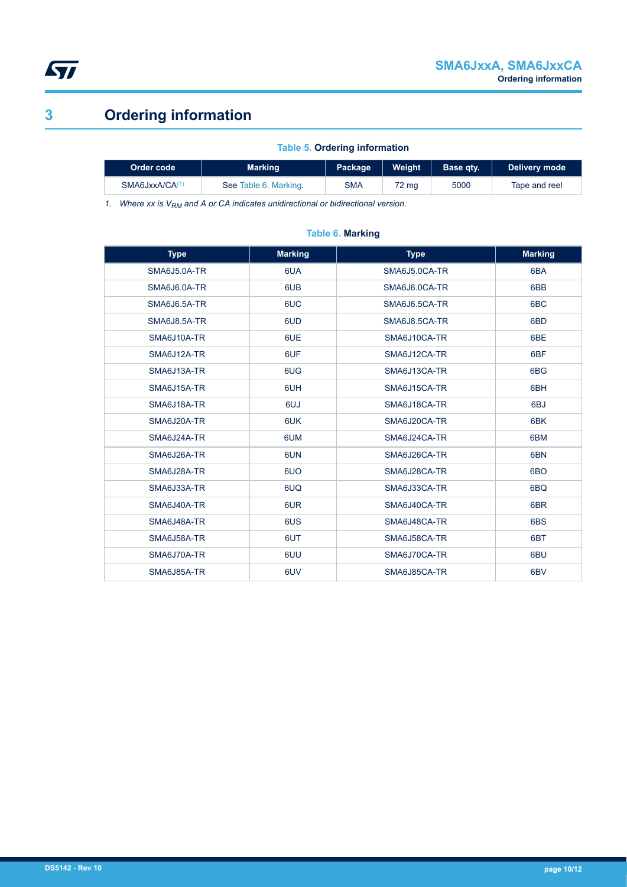# 3 Ordering information

**Table 5. Ordering information**

| Order code | Marking | Package | Weight | Base qty. | Delivery mode |
|---|---|---|---|---|---|
| SMA6JxxA/CA[1] | See Table 6. Marking. | SMA | 72 mg | 5000 | Tape and reel |

1. *Where xx is $V_{RM}$ and A or CA indicates unidirectional or bidirectional version.*

**Table 6. Marking**

| Type | Marking | Type | Marking |
|---|---|---|---|
| SMA6J5.0A-TR | 6UA | SMA6J5.0CA-TR | 6BA |
| SMA6J6.0A-TR | 6UB | SMA6J6.0CA-TR | 6BB |
| SMA6J6.5A-TR | 6UC | SMA6J6.5CA-TR | 6BC |
| SMA6J8.5A-TR | 6UD | SMA6J8.5CA-TR | 6BD |
| SMA6J10A-TR | 6UE | SMA6J10CA-TR | 6BE |
| SMA6J12A-TR | 6UF | SMA6J12CA-TR | 6BF |
| SMA6J13A-TR | 6UG | SMA6J13CA-TR | 6BG |
| SMA6J15A-TR | 6UH | SMA6J15CA-TR | 6BH |
| SMA6J18A-TR | 6UJ | SMA6J18CA-TR | 6BJ |
| SMA6J20A-TR | 6UK | SMA6J20CA-TR | 6BK |
| SMA6J24A-TR | 6UM | SMA6J24CA-TR | 6BM |
| SMA6J26A-TR | 6UN | SMA6J26CA-TR | 6BN |
| SMA6J28A-TR | 6UO | SMA6J28CA-TR | 6BO |
| SMA6J33A-TR | 6UQ | SMA6J33CA-TR | 6BQ |
| SMA6J40A-TR | 6UR | SMA6J40CA-TR | 6BR |
| SMA6J48A-TR | 6US | SMA6J48CA-TR | 6BS |
| SMA6J58A-TR | 6UT | SMA6J58CA-TR | 6BT |
| SMA6J70A-TR | 6UU | SMA6J70CA-TR | 6BU |
| SMA6J85A-TR | 6UV | SMA6J85CA-TR | 6BV |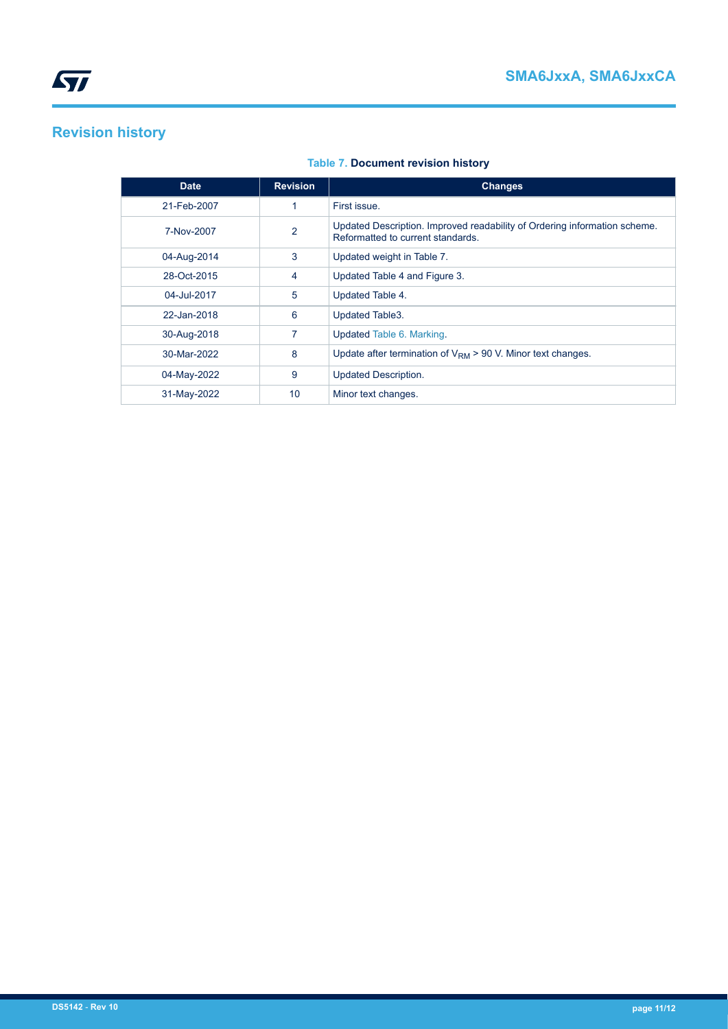## Revision history

**Table 7. Document revision history**

| Date | Revision | Changes |
|---|---|---|
| 21-Feb-2007 | 1 | First issue. |
| 7-Nov-2007 | 2 | Updated Description. Improved readability of Ordering information scheme. Reformatted to current standards. |
| 04-Aug-2014 | 3 | Updated weight in Table 7. |
| 28-Oct-2015 | 4 | Updated Table 4 and Figure 3. |
| 04-Jul-2017 | 5 | Updated Table 4. |
| 22-Jan-2018 | 6 | Updated Table3. |
| 30-Aug-2018 | 7 | Updated Table 6. Marking. |
| 30-Mar-2022 | 8 | Update after termination of $V_{RM}$ > 90 V. Minor text changes. |
| 04-May-2022 | 9 | Updated Description. |
| 31-May-2022 | 10 | Minor text changes. |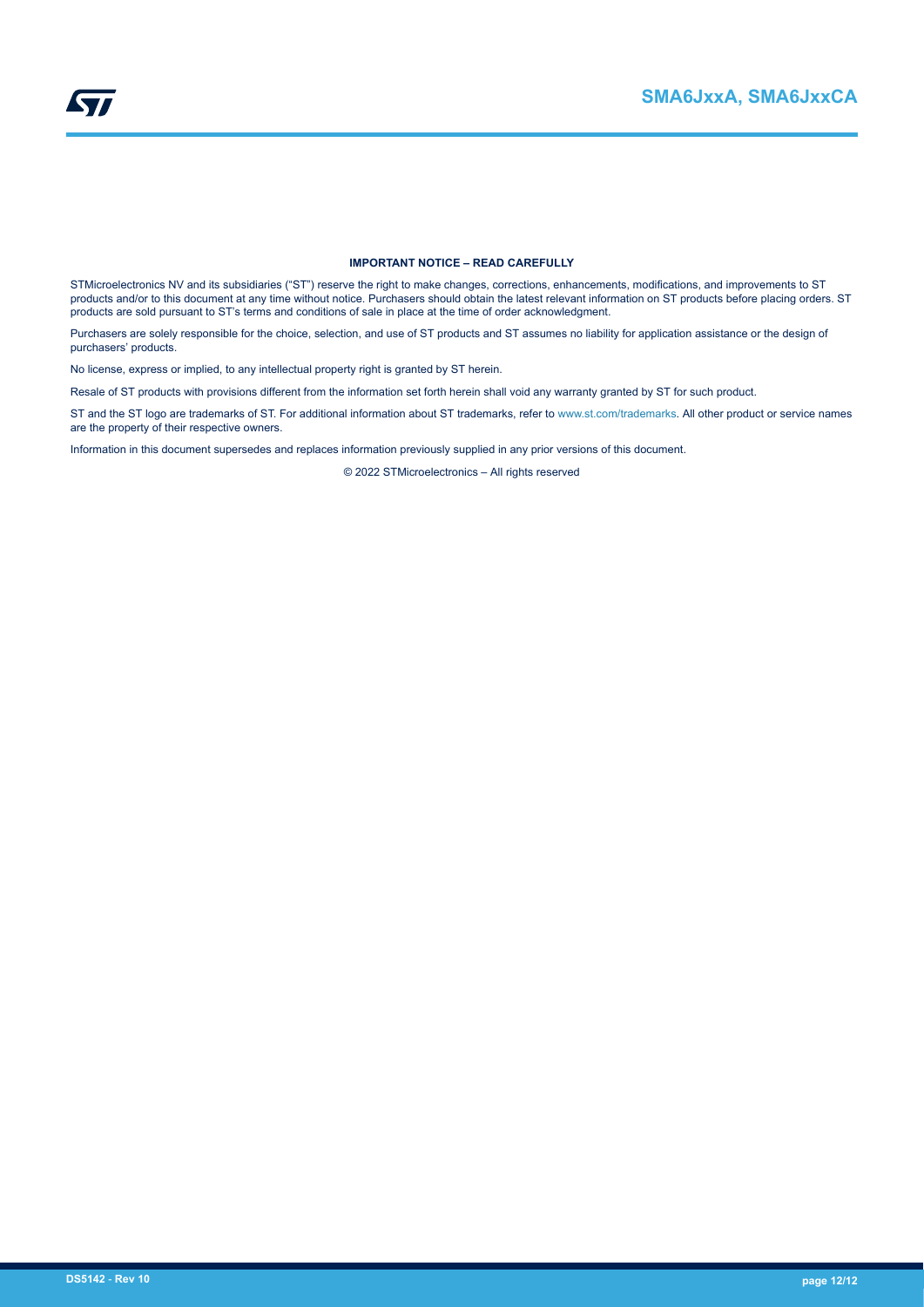**IMPORTANT NOTICE – READ CAREFULLY**

STMicroelectronics NV and its subsidiaries ("ST") reserve the right to make changes, corrections, enhancements, modifications, and improvements to ST products and/or to this document at any time without notice. Purchasers should obtain the latest relevant information on ST products before placing orders. ST products are sold pursuant to ST's terms and conditions of sale in place at the time of order acknowledgment.

Purchasers are solely responsible for the choice, selection, and use of ST products and ST assumes no liability for application assistance or the design of purchasers' products.

No license, express or implied, to any intellectual property right is granted by ST herein.

Resale of ST products with provisions different from the information set forth herein shall void any warranty granted by ST for such product.

ST and the ST logo are trademarks of ST. For additional information about ST trademarks, refer to www.st.com/trademarks. All other product or service names are the property of their respective owners.

Information in this document supersedes and replaces information previously supplied in any prior versions of this document.

© 2022 STMicroelectronics – All rights reserved